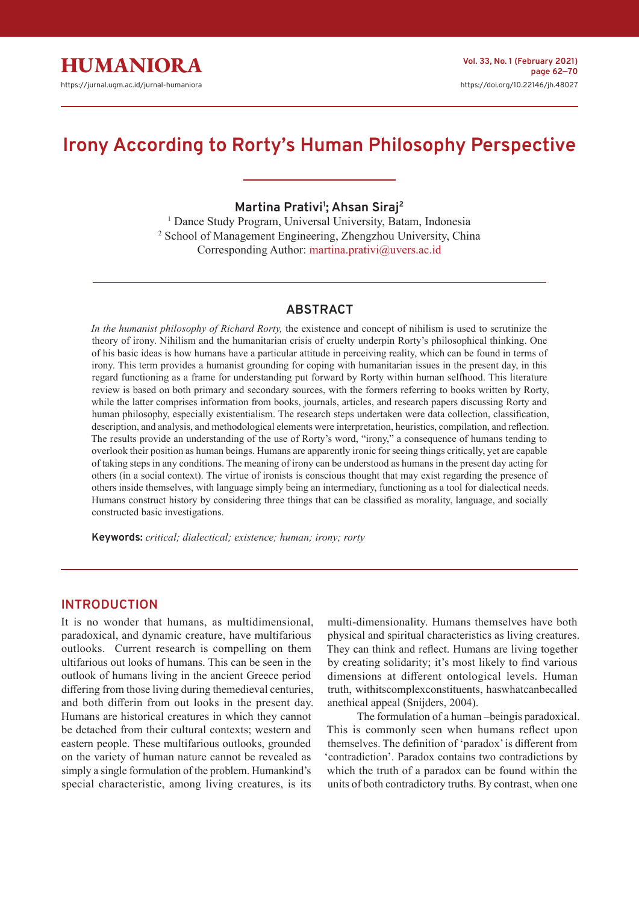HUMANIORA

https://jurnal.ugm.ac.id/jurnal-humaniora

https://doi.org/10.22146/jh.48027

# Irony According to Rorty's Human Philosophy Perspective

**Martina Prativi[1]; Ahsan Siraj[2]**

[1] Dance Study Program, Universal University, Batam, Indonesia
[2] School of Management Engineering, Zhengzhou University, China
Corresponding Author: martina.prativi@uvers.ac.id

## ABSTRACT

*In the humanist philosophy of Richard Rorty,* the existence and concept of nihilism is used to scrutinize the theory of irony. Nihilism and the humanitarian crisis of cruelty underpin Rorty's philosophical thinking. One of his basic ideas is how humans have a particular attitude in perceiving reality, which can be found in terms of irony. This term provides a humanist grounding for coping with humanitarian issues in the present day, in this regard functioning as a frame for understanding put forward by Rorty within human selfhood. This literature review is based on both primary and secondary sources, with the formers referring to books written by Rorty, while the latter comprises information from books, journals, articles, and research papers discussing Rorty and human philosophy, especially existentialism. The research steps undertaken were data collection, classification, description, and analysis, and methodological elements were interpretation, heuristics, compilation, and reflection. The results provide an understanding of the use of Rorty's word, "irony," a consequence of humans tending to overlook their position as human beings. Humans are apparently ironic for seeing things critically, yet are capable of taking steps in any conditions. The meaning of irony can be understood as humans in the present day acting for others (in a social context). The virtue of ironists is conscious thought that may exist regarding the presence of others inside themselves, with language simply being an intermediary, functioning as a tool for dialectical needs. Humans construct history by considering three things that can be classified as morality, language, and socially constructed basic investigations.

**Keywords:** *critical; dialectical; existence; human; irony; rorty*

## INTRODUCTION

It is no wonder that humans, as multidimensional, paradoxical, and dynamic creature, have multifarious outlooks. Current research is compelling on them ultifarious out looks of humans. This can be seen in the outlook of humans living in the ancient Greece period differing from those living during themedieval centuries, and both differin from out looks in the present day. Humans are historical creatures in which they cannot be detached from their cultural contexts; western and eastern people. These multifarious outlooks, grounded on the variety of human nature cannot be revealed as simply a single formulation of the problem. Humankind's special characteristic, among living creatures, is its multi-dimensionality. Humans themselves have both physical and spiritual characteristics as living creatures. They can think and reflect. Humans are living together by creating solidarity; it's most likely to find various dimensions at different ontological levels. Human truth, withitscomplexconstituents, haswhatcanbecalled anethical appeal (Snijders, 2004).

The formulation of a human –beingis paradoxical. This is commonly seen when humans reflect upon themselves. The definition of 'paradox' is different from 'contradiction'. Paradox contains two contradictions by which the truth of a paradox can be found within the units of both contradictory truths. By contrast, when one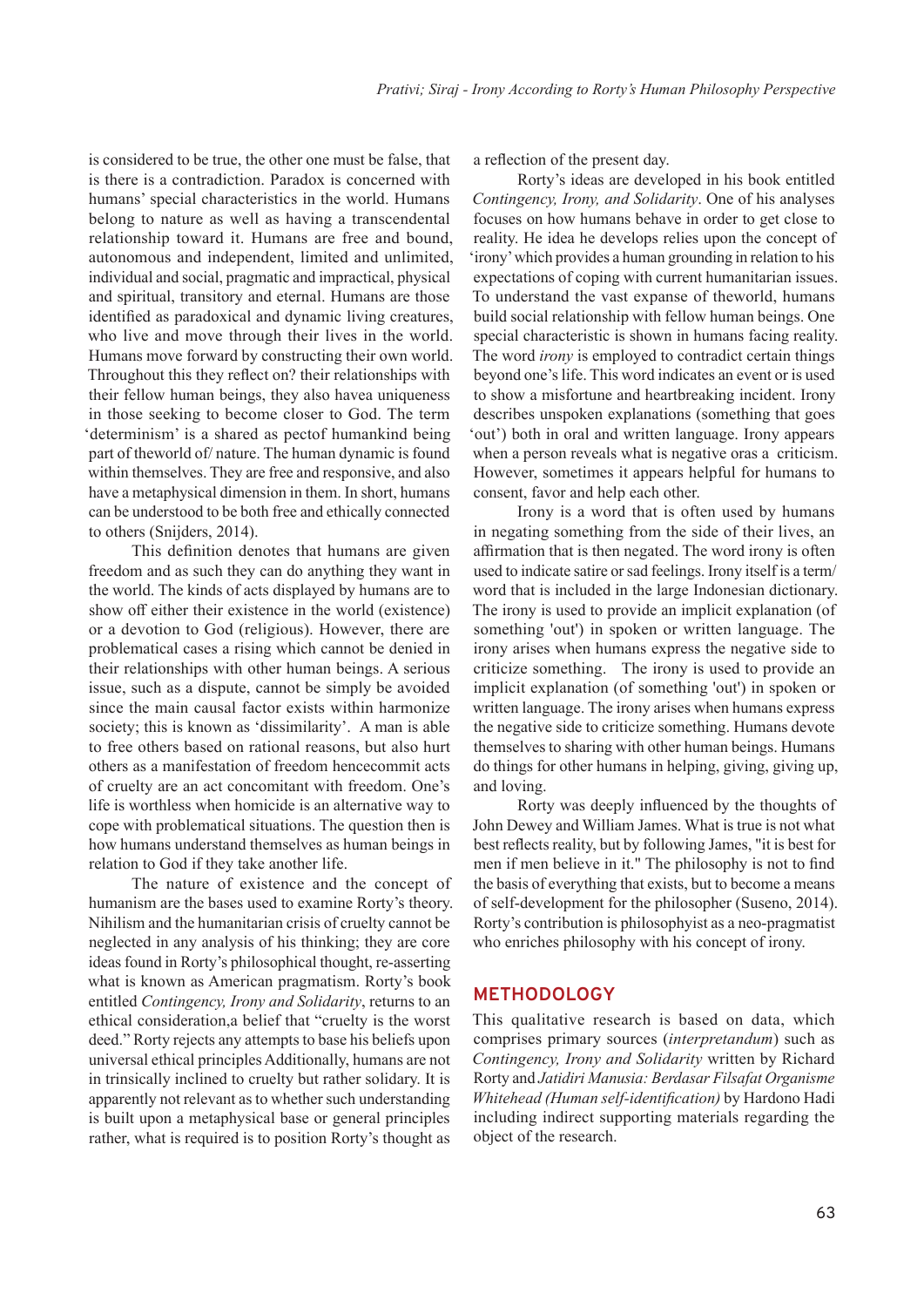is considered to be true, the other one must be false, that is there is a contradiction. Paradox is concerned with humans' special characteristics in the world. Humans belong to nature as well as having a transcendental relationship toward it. Humans are free and bound, autonomous and independent, limited and unlimited, individual and social, pragmatic and impractical, physical and spiritual, transitory and eternal. Humans are those identified as paradoxical and dynamic living creatures, who live and move through their lives in the world. Humans move forward by constructing their own world. Throughout this they reflect on? their relationships with their fellow human beings, they also havea uniqueness in those seeking to become closer to God. The term 'determinism' is a shared as pectof humankind being part of theworld of/ nature. The human dynamic is found within themselves. They are free and responsive, and also have a metaphysical dimension in them. In short, humans can be understood to be both free and ethically connected to others (Snijders, 2014).

This definition denotes that humans are given freedom and as such they can do anything they want in the world. The kinds of acts displayed by humans are to show off either their existence in the world (existence) or a devotion to God (religious). However, there are problematical cases a rising which cannot be denied in their relationships with other human beings. A serious issue, such as a dispute, cannot be simply be avoided since the main causal factor exists within harmonize society; this is known as 'dissimilarity'. A man is able to free others based on rational reasons, but also hurt others as a manifestation of freedom hencecommit acts of cruelty are an act concomitant with freedom. One's life is worthless when homicide is an alternative way to cope with problematical situations. The question then is how humans understand themselves as human beings in relation to God if they take another life.

The nature of existence and the concept of humanism are the bases used to examine Rorty's theory. Nihilism and the humanitarian crisis of cruelty cannot be neglected in any analysis of his thinking; they are core ideas found in Rorty's philosophical thought, re-asserting what is known as American pragmatism. Rorty's book entitled *Contingency, Irony and Solidarity*, returns to an ethical consideration,a belief that "cruelty is the worst deed." Rorty rejects any attempts to base his beliefs upon universal ethical principles Additionally, humans are not in trinsically inclined to cruelty but rather solidary. It is apparently not relevant as to whether such understanding is built upon a metaphysical base or general principles rather, what is required is to position Rorty's thought as a reflection of the present day.

Rorty's ideas are developed in his book entitled *Contingency, Irony, and Solidarity*. One of his analyses focuses on how humans behave in order to get close to reality. He idea he develops relies upon the concept of 'irony' which provides a human grounding in relation to his expectations of coping with current humanitarian issues. To understand the vast expanse of theworld, humans build social relationship with fellow human beings. One special characteristic is shown in humans facing reality. The word *irony* is employed to contradict certain things beyond one's life. This word indicates an event or is used to show a misfortune and heartbreaking incident. Irony describes unspoken explanations (something that goes 'out') both in oral and written language. Irony appears when a person reveals what is negative oras a criticism. However, sometimes it appears helpful for humans to consent, favor and help each other.

Irony is a word that is often used by humans in negating something from the side of their lives, an affirmation that is then negated. The word irony is often used to indicate satire or sad feelings. Irony itself is a term/ word that is included in the large Indonesian dictionary. The irony is used to provide an implicit explanation (of something 'out') in spoken or written language. The irony arises when humans express the negative side to criticize something. The irony is used to provide an implicit explanation (of something 'out') in spoken or written language. The irony arises when humans express the negative side to criticize something. Humans devote themselves to sharing with other human beings. Humans do things for other humans in helping, giving, giving up, and loving.

Rorty was deeply influenced by the thoughts of John Dewey and William James. What is true is not what best reflects reality, but by following James, "it is best for men if men believe in it." The philosophy is not to find the basis of everything that exists, but to become a means of self-development for the philosopher (Suseno, 2014). Rorty's contribution is philosophyist as a neo-pragmatist who enriches philosophy with his concept of irony.

## METHODOLOGY

This qualitative research is based on data, which comprises primary sources (*interpretandum*) such as *Contingency, Irony and Solidarity* written by Richard Rorty and *Jatidiri Manusia: Berdasar Filsafat Organisme Whitehead (Human self-identification)* by Hardono Hadi including indirect supporting materials regarding the object of the research.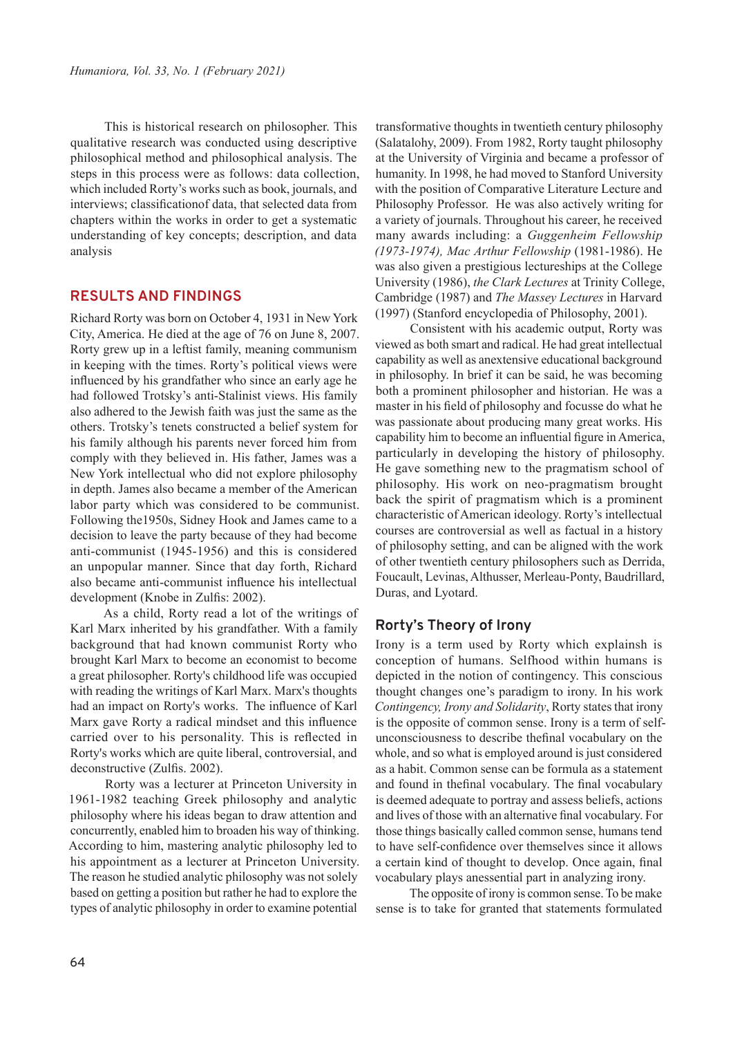This is historical research on philosopher. This qualitative research was conducted using descriptive philosophical method and philosophical analysis. The steps in this process were as follows: data collection, which included Rorty's works such as book, journals, and interviews; classificationof data, that selected data from chapters within the works in order to get a systematic understanding of key concepts; description, and data analysis

## RESULTS AND FINDINGS

Richard Rorty was born on October 4, 1931 in New York City, America. He died at the age of 76 on June 8, 2007. Rorty grew up in a leftist family, meaning communism in keeping with the times. Rorty's political views were influenced by his grandfather who since an early age he had followed Trotsky's anti-Stalinist views. His family also adhered to the Jewish faith was just the same as the others. Trotsky's tenets constructed a belief system for his family although his parents never forced him from comply with they believed in. His father, James was a New York intellectual who did not explore philosophy in depth. James also became a member of the American labor party which was considered to be communist. Following the1950s, Sidney Hook and James came to a decision to leave the party because of they had become anti-communist (1945-1956) and this is considered an unpopular manner. Since that day forth, Richard also became anti-communist influence his intellectual development (Knobe in Zulfis: 2002).

As a child, Rorty read a lot of the writings of Karl Marx inherited by his grandfather. With a family background that had known communist Rorty who brought Karl Marx to become an economist to become a great philosopher. Rorty's childhood life was occupied with reading the writings of Karl Marx. Marx's thoughts had an impact on Rorty's works. The influence of Karl Marx gave Rorty a radical mindset and this influence carried over to his personality. This is reflected in Rorty's works which are quite liberal, controversial, and deconstructive (Zulfis. 2002).

Rorty was a lecturer at Princeton University in 1961-1982 teaching Greek philosophy and analytic philosophy where his ideas began to draw attention and concurrently, enabled him to broaden his way of thinking. According to him, mastering analytic philosophy led to his appointment as a lecturer at Princeton University. The reason he studied analytic philosophy was not solely based on getting a position but rather he had to explore the types of analytic philosophy in order to examine potential transformative thoughts in twentieth century philosophy (Salatalohy, 2009). From 1982, Rorty taught philosophy at the University of Virginia and became a professor of humanity. In 1998, he had moved to Stanford University with the position of Comparative Literature Lecture and Philosophy Professor. He was also actively writing for a variety of journals. Throughout his career, he received many awards including: a *Guggenheim Fellowship (1973-1974), Mac Arthur Fellowship* (1981-1986). He was also given a prestigious lectureships at the College University (1986), *the Clark Lectures* at Trinity College, Cambridge (1987) and *The Massey Lectures* in Harvard (1997) (Stanford encyclopedia of Philosophy, 2001).

Consistent with his academic output, Rorty was viewed as both smart and radical. He had great intellectual capability as well as anextensive educational background in philosophy. In brief it can be said, he was becoming both a prominent philosopher and historian. He was a master in his field of philosophy and focusse do what he was passionate about producing many great works. His capability him to become an influential figure in America, particularly in developing the history of philosophy. He gave something new to the pragmatism school of philosophy. His work on neo-pragmatism brought back the spirit of pragmatism which is a prominent characteristic of American ideology. Rorty's intellectual courses are controversial as well as factual in a history of philosophy setting, and can be aligned with the work of other twentieth century philosophers such as Derrida, Foucault, Levinas, Althusser, Merleau-Ponty, Baudrillard, Duras, and Lyotard.

### Rorty's Theory of Irony

Irony is a term used by Rorty which explainsh is conception of humans. Selfhood within humans is depicted in the notion of contingency. This conscious thought changes one's paradigm to irony. In his work *Contingency, Irony and Solidarity*, Rorty states that irony is the opposite of common sense. Irony is a term of self-unconsciousness to describe thefinal vocabulary on the whole, and so what is employed around is just considered as a habit. Common sense can be formula as a statement and found in thefinal vocabulary. The final vocabulary is deemed adequate to portray and assess beliefs, actions and lives of those with an alternative final vocabulary. For those things basically called common sense, humans tend to have self-confidence over themselves since it allows a certain kind of thought to develop. Once again, final vocabulary plays anessential part in analyzing irony.

The opposite of irony is common sense. To be make sense is to take for granted that statements formulated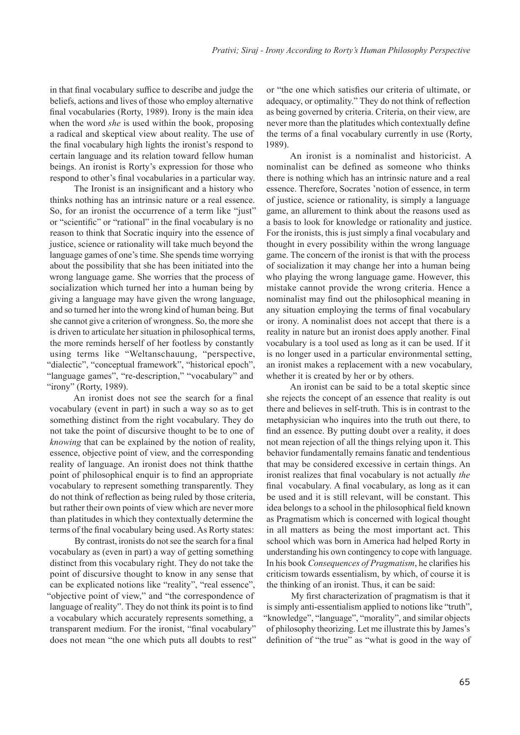in that final vocabulary suffice to describe and judge the beliefs, actions and lives of those who employ alternative final vocabularies (Rorty, 1989). Irony is the main idea when the word *she* is used within the book, proposing a radical and skeptical view about reality. The use of the final vocabulary high lights the ironist's respond to certain language and its relation toward fellow human beings. An ironist is Rorty's expression for those who respond to other's final vocabularies in a particular way.

The Ironist is an insignificant and a history who thinks nothing has an intrinsic nature or a real essence. So, for an ironist the occurrence of a term like "just" or "scientific" or "rational" in the final vocabulary is no reason to think that Socratic inquiry into the essence of justice, science or rationality will take much beyond the language games of one's time. She spends time worrying about the possibility that she has been initiated into the wrong language game. She worries that the process of socialization which turned her into a human being by giving a language may have given the wrong language, and so turned her into the wrong kind of human being. But she cannot give a criterion of wrongness. So, the more she is driven to articulate her situation in philosophical terms, the more reminds herself of her footless by constantly using terms like "Weltanschauung, "perspective, "dialectic", "conceptual framework", "historical epoch", "language games", "re-description," "vocabulary" and "irony" (Rorty, 1989).

An ironist does not see the search for a final vocabulary (event in part) in such a way so as to get something distinct from the right vocabulary. They do not take the point of discursive thought to be to one of *knowing* that can be explained by the notion of reality, essence, objective point of view, and the corresponding reality of language. An ironist does not think thatthe point of philosophical enquir is to find an appropriate vocabulary to represent something transparently. They do not think of reflection as being ruled by those criteria, but rather their own points of view which are never more than platitudes in which they contextually determine the terms of the final vocabulary being used. As Rorty states:

> By contrast, ironists do not see the search for a final vocabulary as (even in part) a way of getting something distinct from this vocabulary right. They do not take the point of discursive thought to know in any sense that can be explicated notions like "reality", "real essence", "objective point of view," and "the correspondence of language of reality". They do not think its point is to find a vocabulary which accurately represents something, a transparent medium. For the ironist, "final vocabulary" does not mean "the one which puts all doubts to rest" or "the one which satisfies our criteria of ultimate, or adequacy, or optimality." They do not think of reflection as being governed by criteria. Criteria, on their view, are never more than the platitudes which contextually define the terms of a final vocabulary currently in use (Rorty, 1989).

An ironist is a nominalist and historicist. A nominalist can be defined as someone who thinks there is nothing which has an intrinsic nature and a real essence. Therefore, Socrates 'notion of essence, in term of justice, science or rationality, is simply a language game, an allurement to think about the reasons used as a basis to look for knowledge or rationality and justice. For the ironists, this is just simply a final vocabulary and thought in every possibility within the wrong language game. The concern of the ironist is that with the process of socialization it may change her into a human being who playing the wrong language game. However, this mistake cannot provide the wrong criteria. Hence a nominalist may find out the philosophical meaning in any situation employing the terms of final vocabulary or irony. A nominalist does not accept that there is a reality in nature but an ironist does apply another. Final vocabulary is a tool used as long as it can be used. If it is no longer used in a particular environmental setting, an ironist makes a replacement with a new vocabulary, whether it is created by her or by others.

An ironist can be said to be a total skeptic since she rejects the concept of an essence that reality is out there and believes in self-truth. This is in contrast to the metaphysician who inquires into the truth out there, to find an essence. By putting doubt over a reality, it does not mean rejection of all the things relying upon it. This behavior fundamentally remains fanatic and tendentious that may be considered excessive in certain things. An ironist realizes that final vocabulary is not actually *the* final vocabulary. A final vocabulary, as long as it can be used and it is still relevant, will be constant. This idea belongs to a school in the philosophical field known as Pragmatism which is concerned with logical thought in all matters as being the most important act. This school which was born in America had helped Rorty in understanding his own contingency to cope with language. In his book *Consequences of Pragmatism*, he clarifies his criticism towards essentialism, by which, of course it is the thinking of an ironist. Thus, it can be said:

> My first characterization of pragmatism is that it is simply anti-essentialism applied to notions like "truth", "knowledge", "language", "morality", and similar objects of philosophy theorizing. Let me illustrate this by James's definition of "the true" as "what is good in the way of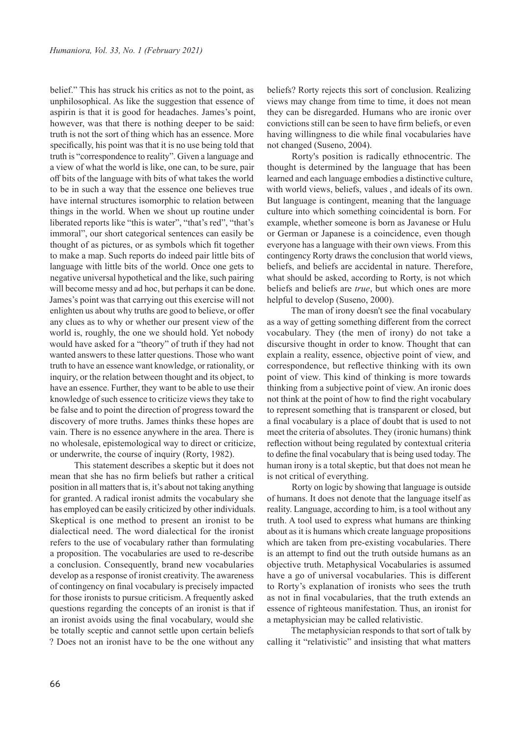belief." This has struck his critics as not to the point, as unphilosophical. As like the suggestion that essence of aspirin is that it is good for headaches. James's point, however, was that there is nothing deeper to be said: truth is not the sort of thing which has an essence. More specifically, his point was that it is no use being told that truth is "correspondence to reality". Given a language and a view of what the world is like, one can, to be sure, pair off bits of the language with bits of what takes the world to be in such a way that the essence one believes true have internal structures isomorphic to relation between things in the world. When we shout up routine under liberated reports like "this is water", "that's red", "that's immoral", our short categorical sentences can easily be thought of as pictures, or as symbols which fit together to make a map. Such reports do indeed pair little bits of language with little bits of the world. Once one gets to negative universal hypothetical and the like, such pairing will become messy and ad hoc, but perhaps it can be done. James's point was that carrying out this exercise will not enlighten us about why truths are good to believe, or offer any clues as to why or whether our present view of the world is, roughly, the one we should hold. Yet nobody would have asked for a "theory" of truth if they had not wanted answers to these latter questions. Those who want truth to have an essence want knowledge, or rationality, or inquiry, or the relation between thought and its object, to have an essence. Further, they want to be able to use their knowledge of such essence to criticize views they take to be false and to point the direction of progress toward the discovery of more truths. James thinks these hopes are vain. There is no essence anywhere in the area. There is no wholesale, epistemological way to direct or criticize, or underwrite, the course of inquiry (Rorty, 1982).

This statement describes a skeptic but it does not mean that she has no firm beliefs but rather a critical position in all matters that is, it's about not taking anything for granted. A radical ironist admits the vocabulary she has employed can be easily criticized by other individuals. Skeptical is one method to present an ironist to be dialectical need. The word dialectical for the ironist refers to the use of vocabulary rather than formulating a proposition. The vocabularies are used to re-describe a conclusion. Consequently, brand new vocabularies develop as a response of ironist creativity. The awareness of contingency on final vocabulary is precisely impacted for those ironists to pursue criticism. A frequently asked questions regarding the concepts of an ironist is that if an ironist avoids using the final vocabulary, would she be totally sceptic and cannot settle upon certain beliefs ? Does not an ironist have to be the one without any beliefs? Rorty rejects this sort of conclusion. Realizing views may change from time to time, it does not mean they can be disregarded. Humans who are ironic over convictions still can be seen to have firm beliefs, or even having willingness to die while final vocabularies have not changed (Suseno, 2004).

Rorty's position is radically ethnocentric. The thought is determined by the language that has been learned and each language embodies a distinctive culture, with world views, beliefs, values , and ideals of its own. But language is contingent, meaning that the language culture into which something coincidental is born. For example, whether someone is born as Javanese or Hulu or German or Japanese is a coincidence, even though everyone has a language with their own views. From this contingency Rorty draws the conclusion that world views, beliefs, and beliefs are accidental in nature. Therefore, what should be asked, according to Rorty, is not which beliefs and beliefs are *true*, but which ones are more helpful to develop (Suseno, 2000).

The man of irony doesn't see the final vocabulary as a way of getting something different from the correct vocabulary. They (the men of irony) do not take a discursive thought in order to know. Thought that can explain a reality, essence, objective point of view, and correspondence, but reflective thinking with its own point of view. This kind of thinking is more towards thinking from a subjective point of view. An ironic does not think at the point of how to find the right vocabulary to represent something that is transparent or closed, but a final vocabulary is a place of doubt that is used to not meet the criteria of absolutes. They (ironic humans) think reflection without being regulated by contextual criteria to define the final vocabulary that is being used today. The human irony is a total skeptic, but that does not mean he is not critical of everything.

Rorty on logic by showing that language is outside of humans. It does not denote that the language itself as reality. Language, according to him, is a tool without any truth. A tool used to express what humans are thinking about as it is humans which create language propositions which are taken from pre-existing vocabularies. There is an attempt to find out the truth outside humans as an objective truth. Metaphysical Vocabularies is assumed have a go of universal vocabularies. This is different to Rorty's explanation of ironists who sees the truth as not in final vocabularies, that the truth extends an essence of righteous manifestation. Thus, an ironist for a metaphysician may be called relativistic.

The metaphysician responds to that sort of talk by calling it "relativistic" and insisting that what matters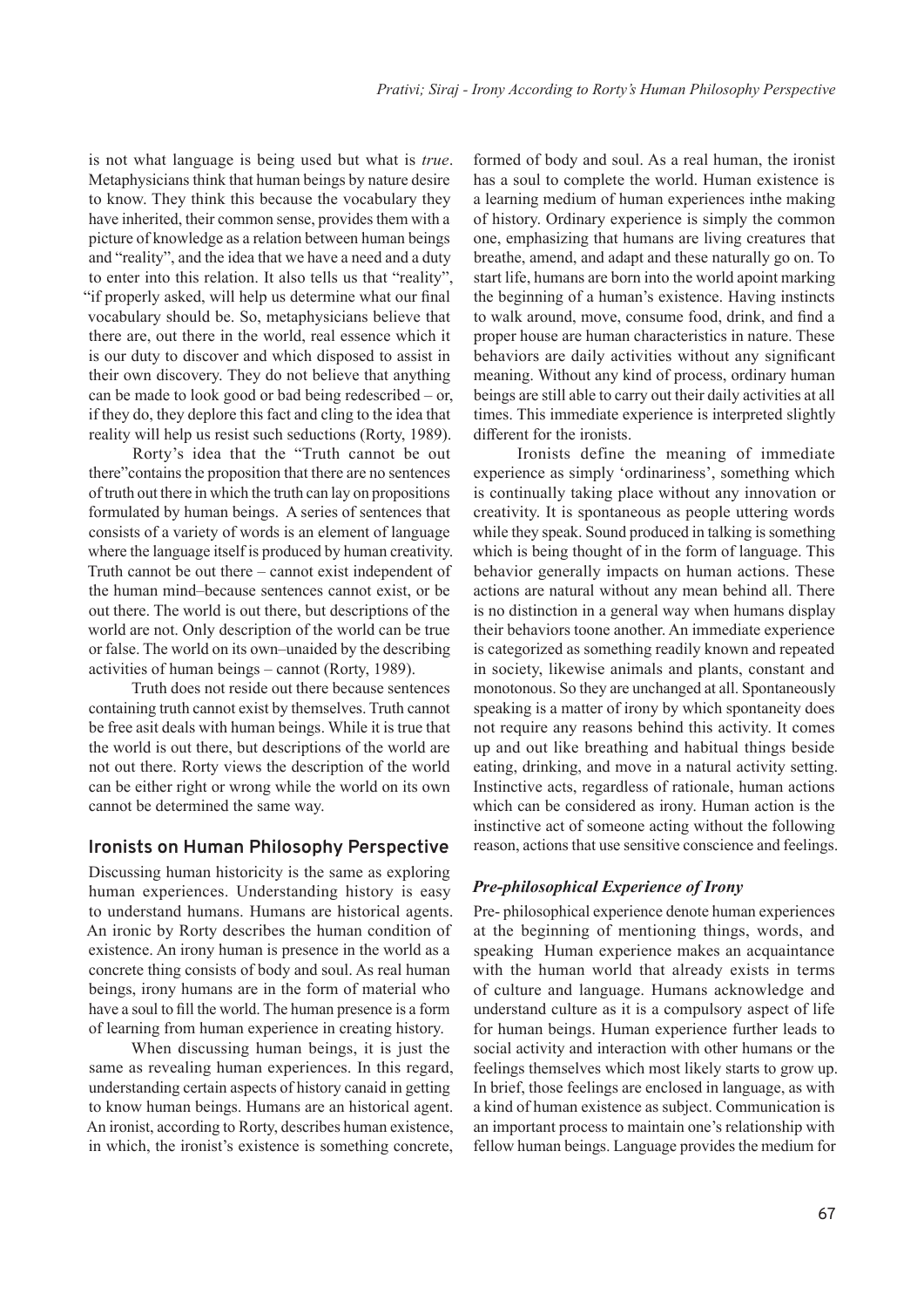is not what language is being used but what is *true*. Metaphysicians think that human beings by nature desire to know. They think this because the vocabulary they have inherited, their common sense, provides them with a picture of knowledge as a relation between human beings and "reality", and the idea that we have a need and a duty to enter into this relation. It also tells us that "reality", "if properly asked, will help us determine what our final vocabulary should be. So, metaphysicians believe that there are, out there in the world, real essence which it is our duty to discover and which disposed to assist in their own discovery. They do not believe that anything can be made to look good or bad being redescribed – or, if they do, they deplore this fact and cling to the idea that reality will help us resist such seductions (Rorty, 1989).

Rorty's idea that the "Truth cannot be out there"contains the proposition that there are no sentences of truth out there in which the truth can lay on propositions formulated by human beings. A series of sentences that consists of a variety of words is an element of language where the language itself is produced by human creativity. Truth cannot be out there – cannot exist independent of the human mind–because sentences cannot exist, or be out there. The world is out there, but descriptions of the world are not. Only description of the world can be true or false. The world on its own–unaided by the describing activities of human beings – cannot (Rorty, 1989).

Truth does not reside out there because sentences containing truth cannot exist by themselves. Truth cannot be free asit deals with human beings. While it is true that the world is out there, but descriptions of the world are not out there. Rorty views the description of the world can be either right or wrong while the world on its own cannot be determined the same way.

## Ironists on Human Philosophy Perspective

Discussing human historicity is the same as exploring human experiences. Understanding history is easy to understand humans. Humans are historical agents. An ironic by Rorty describes the human condition of existence. An irony human is presence in the world as a concrete thing consists of body and soul. As real human beings, irony humans are in the form of material who have a soul to fill the world. The human presence is a form of learning from human experience in creating history.

When discussing human beings, it is just the same as revealing human experiences. In this regard, understanding certain aspects of history canaid in getting to know human beings. Humans are an historical agent. An ironist, according to Rorty, describes human existence, in which, the ironist's existence is something concrete, formed of body and soul. As a real human, the ironist has a soul to complete the world. Human existence is a learning medium of human experiences inthe making of history. Ordinary experience is simply the common one, emphasizing that humans are living creatures that breathe, amend, and adapt and these naturally go on. To start life, humans are born into the world apoint marking the beginning of a human's existence. Having instincts to walk around, move, consume food, drink, and find a proper house are human characteristics in nature. These behaviors are daily activities without any significant meaning. Without any kind of process, ordinary human beings are still able to carry out their daily activities at all times. This immediate experience is interpreted slightly different for the ironists.

Ironists define the meaning of immediate experience as simply 'ordinariness', something which is continually taking place without any innovation or creativity. It is spontaneous as people uttering words while they speak. Sound produced in talking is something which is being thought of in the form of language. This behavior generally impacts on human actions. These actions are natural without any mean behind all. There is no distinction in a general way when humans display their behaviors toone another. An immediate experience is categorized as something readily known and repeated in society, likewise animals and plants, constant and monotonous. So they are unchanged at all. Spontaneously speaking is a matter of irony by which spontaneity does not require any reasons behind this activity. It comes up and out like breathing and habitual things beside eating, drinking, and move in a natural activity setting. Instinctive acts, regardless of rationale, human actions which can be considered as irony. Human action is the instinctive act of someone acting without the following reason, actions that use sensitive conscience and feelings.

### *Pre-philosophical Experience of Irony*

Pre- philosophical experience denote human experiences at the beginning of mentioning things, words, and speaking Human experience makes an acquaintance with the human world that already exists in terms of culture and language. Humans acknowledge and understand culture as it is a compulsory aspect of life for human beings. Human experience further leads to social activity and interaction with other humans or the feelings themselves which most likely starts to grow up. In brief, those feelings are enclosed in language, as with a kind of human existence as subject. Communication is an important process to maintain one's relationship with fellow human beings. Language provides the medium for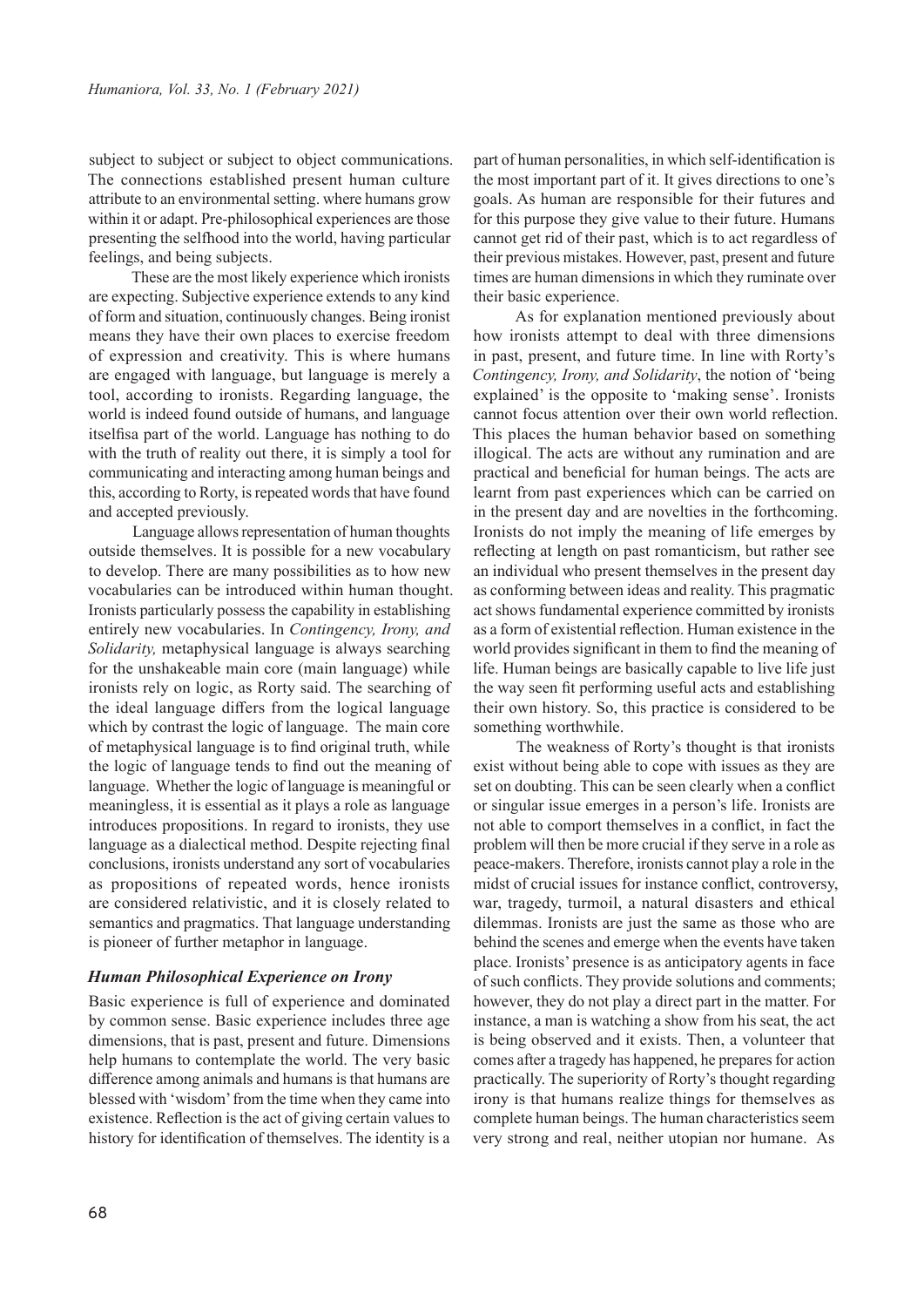subject to subject or subject to object communications. The connections established present human culture attribute to an environmental setting. where humans grow within it or adapt. Pre-philosophical experiences are those presenting the selfhood into the world, having particular feelings, and being subjects.

These are the most likely experience which ironists are expecting. Subjective experience extends to any kind of form and situation, continuously changes. Being ironist means they have their own places to exercise freedom of expression and creativity. This is where humans are engaged with language, but language is merely a tool, according to ironists. Regarding language, the world is indeed found outside of humans, and language itselfisa part of the world. Language has nothing to do with the truth of reality out there, it is simply a tool for communicating and interacting among human beings and this, according to Rorty, is repeated words that have found and accepted previously.

Language allows representation of human thoughts outside themselves. It is possible for a new vocabulary to develop. There are many possibilities as to how new vocabularies can be introduced within human thought. Ironists particularly possess the capability in establishing entirely new vocabularies. In *Contingency, Irony, and Solidarity,* metaphysical language is always searching for the unshakeable main core (main language) while ironists rely on logic, as Rorty said. The searching of the ideal language differs from the logical language which by contrast the logic of language. The main core of metaphysical language is to find original truth, while the logic of language tends to find out the meaning of language. Whether the logic of language is meaningful or meaningless, it is essential as it plays a role as language introduces propositions. In regard to ironists, they use language as a dialectical method. Despite rejecting final conclusions, ironists understand any sort of vocabularies as propositions of repeated words, hence ironists are considered relativistic, and it is closely related to semantics and pragmatics. That language understanding is pioneer of further metaphor in language.

### *Human Philosophical Experience on Irony*

Basic experience is full of experience and dominated by common sense. Basic experience includes three age dimensions, that is past, present and future. Dimensions help humans to contemplate the world. The very basic difference among animals and humans is that humans are blessed with 'wisdom' from the time when they came into existence. Reflection is the act of giving certain values to history for identification of themselves. The identity is a part of human personalities, in which self-identification is the most important part of it. It gives directions to one's goals. As human are responsible for their futures and for this purpose they give value to their future. Humans cannot get rid of their past, which is to act regardless of their previous mistakes. However, past, present and future times are human dimensions in which they ruminate over their basic experience.

As for explanation mentioned previously about how ironists attempt to deal with three dimensions in past, present, and future time. In line with Rorty's *Contingency, Irony, and Solidarity*, the notion of 'being explained' is the opposite to 'making sense'. Ironists cannot focus attention over their own world reflection. This places the human behavior based on something illogical. The acts are without any rumination and are practical and beneficial for human beings. The acts are learnt from past experiences which can be carried on in the present day and are novelties in the forthcoming. Ironists do not imply the meaning of life emerges by reflecting at length on past romanticism, but rather see an individual who present themselves in the present day as conforming between ideas and reality. This pragmatic act shows fundamental experience committed by ironists as a form of existential reflection. Human existence in the world provides significant in them to find the meaning of life. Human beings are basically capable to live life just the way seen fit performing useful acts and establishing their own history. So, this practice is considered to be something worthwhile.

The weakness of Rorty's thought is that ironists exist without being able to cope with issues as they are set on doubting. This can be seen clearly when a conflict or singular issue emerges in a person's life. Ironists are not able to comport themselves in a conflict, in fact the problem will then be more crucial if they serve in a role as peace-makers. Therefore, ironists cannot play a role in the midst of crucial issues for instance conflict, controversy, war, tragedy, turmoil, a natural disasters and ethical dilemmas. Ironists are just the same as those who are behind the scenes and emerge when the events have taken place. Ironists' presence is as anticipatory agents in face of such conflicts. They provide solutions and comments; however, they do not play a direct part in the matter. For instance, a man is watching a show from his seat, the act is being observed and it exists. Then, a volunteer that comes after a tragedy has happened, he prepares for action practically. The superiority of Rorty's thought regarding irony is that humans realize things for themselves as complete human beings. The human characteristics seem very strong and real, neither utopian nor humane. As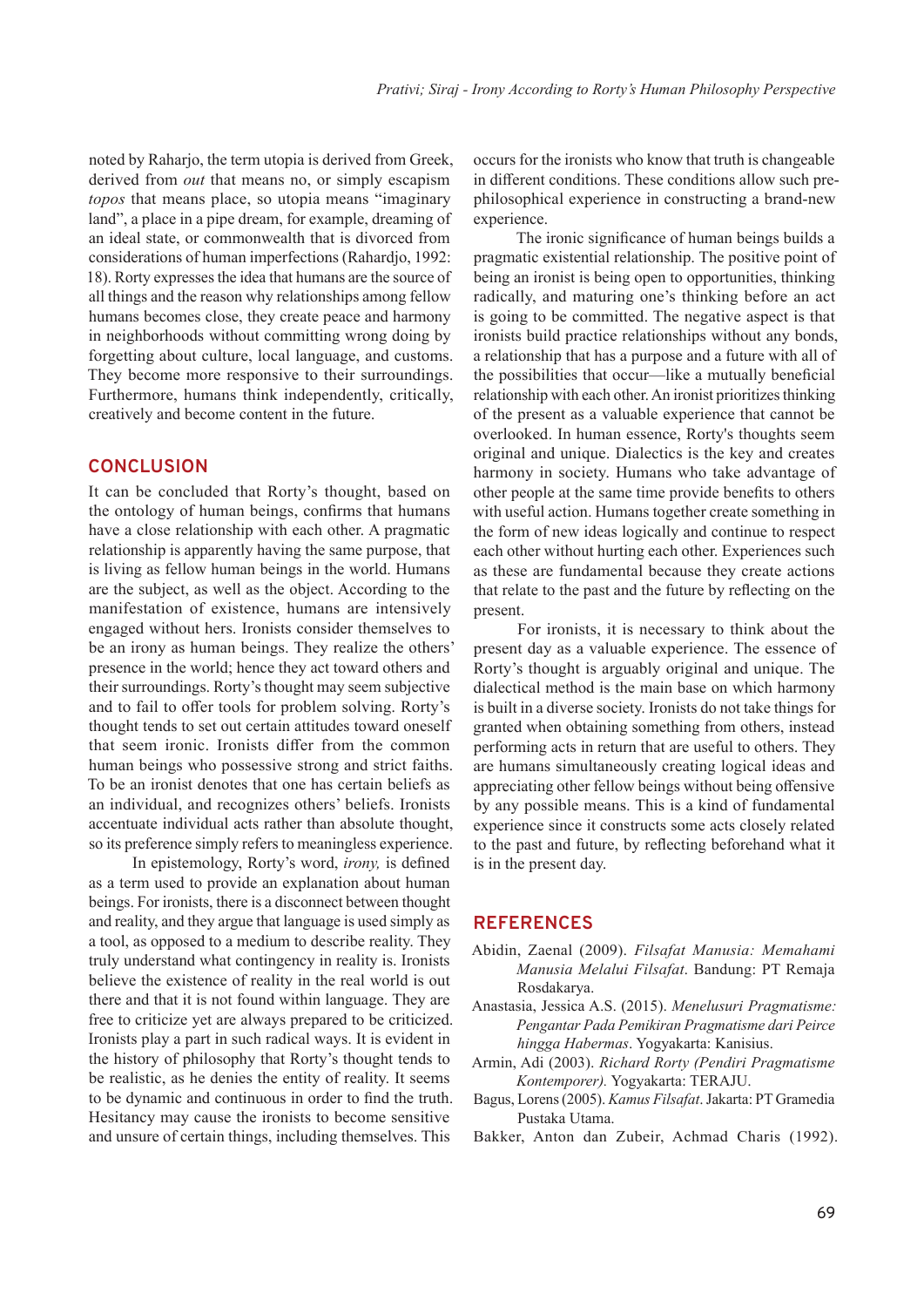noted by Raharjo, the term utopia is derived from Greek, derived from *out* that means no, or simply escapism *topos* that means place, so utopia means "imaginary land", a place in a pipe dream, for example, dreaming of an ideal state, or commonwealth that is divorced from considerations of human imperfections (Rahardjo, 1992: 18). Rorty expresses the idea that humans are the source of all things and the reason why relationships among fellow humans becomes close, they create peace and harmony in neighborhoods without committing wrong doing by forgetting about culture, local language, and customs. They become more responsive to their surroundings. Furthermore, humans think independently, critically, creatively and become content in the future.

## CONCLUSION

It can be concluded that Rorty's thought, based on the ontology of human beings, confirms that humans have a close relationship with each other. A pragmatic relationship is apparently having the same purpose, that is living as fellow human beings in the world. Humans are the subject, as well as the object. According to the manifestation of existence, humans are intensively engaged without hers. Ironists consider themselves to be an irony as human beings. They realize the others' presence in the world; hence they act toward others and their surroundings. Rorty's thought may seem subjective and to fail to offer tools for problem solving. Rorty's thought tends to set out certain attitudes toward oneself that seem ironic. Ironists differ from the common human beings who possessive strong and strict faiths. To be an ironist denotes that one has certain beliefs as an individual, and recognizes others' beliefs. Ironists accentuate individual acts rather than absolute thought, so its preference simply refers to meaningless experience.

In epistemology, Rorty's word, *irony,* is defined as a term used to provide an explanation about human beings. For ironists, there is a disconnect between thought and reality, and they argue that language is used simply as a tool, as opposed to a medium to describe reality. They truly understand what contingency in reality is. Ironists believe the existence of reality in the real world is out there and that it is not found within language. They are free to criticize yet are always prepared to be criticized. Ironists play a part in such radical ways. It is evident in the history of philosophy that Rorty's thought tends to be realistic, as he denies the entity of reality. It seems to be dynamic and continuous in order to find the truth. Hesitancy may cause the ironists to become sensitive and unsure of certain things, including themselves. This occurs for the ironists who know that truth is changeable in different conditions. These conditions allow such pre-philosophical experience in constructing a brand-new experience.

The ironic significance of human beings builds a pragmatic existential relationship. The positive point of being an ironist is being open to opportunities, thinking radically, and maturing one's thinking before an act is going to be committed. The negative aspect is that ironists build practice relationships without any bonds, a relationship that has a purpose and a future with all of the possibilities that occur—like a mutually beneficial relationship with each other. An ironist prioritizes thinking of the present as a valuable experience that cannot be overlooked. In human essence, Rorty's thoughts seem original and unique. Dialectics is the key and creates harmony in society. Humans who take advantage of other people at the same time provide benefits to others with useful action. Humans together create something in the form of new ideas logically and continue to respect each other without hurting each other. Experiences such as these are fundamental because they create actions that relate to the past and the future by reflecting on the present.

For ironists, it is necessary to think about the present day as a valuable experience. The essence of Rorty's thought is arguably original and unique. The dialectical method is the main base on which harmony is built in a diverse society. Ironists do not take things for granted when obtaining something from others, instead performing acts in return that are useful to others. They are humans simultaneously creating logical ideas and appreciating other fellow beings without being offensive by any possible means. This is a kind of fundamental experience since it constructs some acts closely related to the past and future, by reflecting beforehand what it is in the present day.

## REFERENCES

Abidin, Zaenal (2009). *Filsafat Manusia: Memahami Manusia Melalui Filsafat*. Bandung: PT Remaja Rosdakarya.

Anastasia, Jessica A.S. (2015). *Menelusuri Pragmatisme: Pengantar Pada Pemikiran Pragmatisme dari Peirce hingga Habermas*. Yogyakarta: Kanisius.

Armin, Adi (2003). *Richard Rorty (Pendiri Pragmatisme Kontemporer).* Yogyakarta: TERAJU.

Bagus, Lorens (2005). *Kamus Filsafat*. Jakarta: PT Gramedia Pustaka Utama.

Bakker, Anton dan Zubeir, Achmad Charis (1992).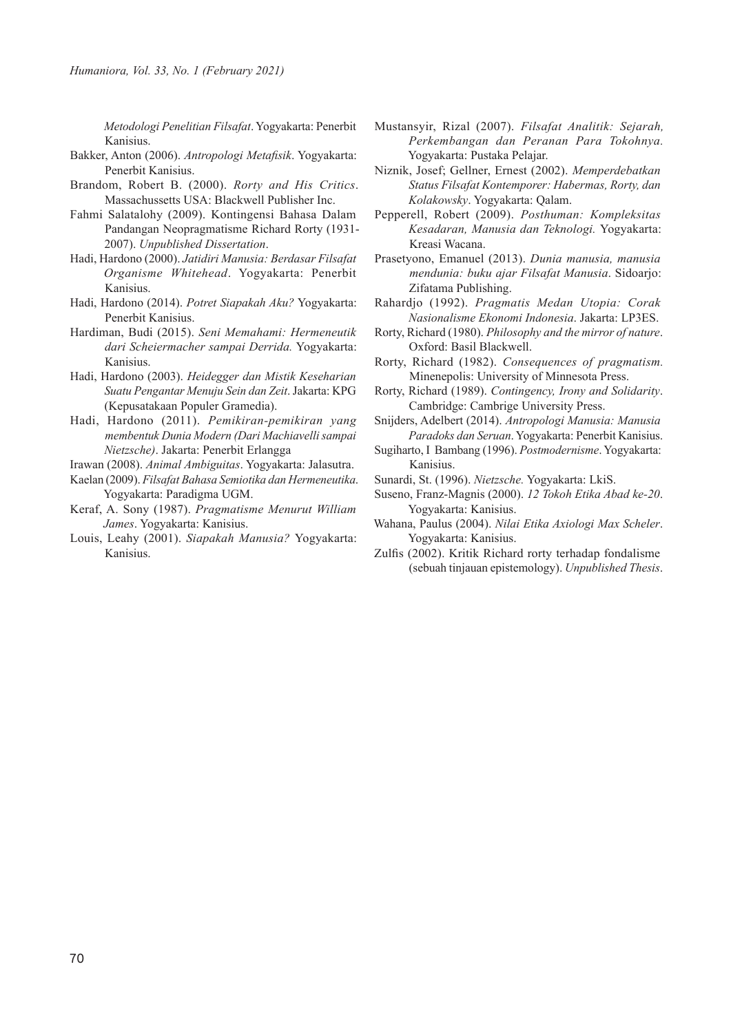*Metodologi Penelitian Filsafat*. Yogyakarta: Penerbit Kanisius.

Bakker, Anton (2006). *Antropologi Metafisik*. Yogyakarta: Penerbit Kanisius.

Brandom, Robert B. (2000). *Rorty and His Critics*. Massachussetts USA: Blackwell Publisher Inc.

Fahmi Salatalohy (2009). Kontingensi Bahasa Dalam Pandangan Neopragmatisme Richard Rorty (1931-2007). *Unpublished Dissertation*.

Hadi, Hardono (2000). *Jatidiri Manusia: Berdasar Filsafat Organisme Whitehead*. Yogyakarta: Penerbit Kanisius.

Hadi, Hardono (2014). *Potret Siapakah Aku?* Yogyakarta: Penerbit Kanisius.

Hardiman, Budi (2015). *Seni Memahami: Hermeneutik dari Scheiermacher sampai Derrida.* Yogyakarta: Kanisius.

Hadi, Hardono (2003). *Heidegger dan Mistik Keseharian Suatu Pengantar Menuju Sein dan Zeit*. Jakarta: KPG (Kepusatakaan Populer Gramedia).

Hadi, Hardono (2011). *Pemikiran-pemikiran yang membentuk Dunia Modern (Dari Machiavelli sampai Nietzsche)*. Jakarta: Penerbit Erlangga

Irawan (2008). *Animal Ambiguitas*. Yogyakarta: Jalasutra.

Kaelan (2009). *Filsafat Bahasa Semiotika dan Hermeneutika*. Yogyakarta: Paradigma UGM.

Keraf, A. Sony (1987). *Pragmatisme Menurut William James*. Yogyakarta: Kanisius.

Louis, Leahy (2001). *Siapakah Manusia?* Yogyakarta: Kanisius.

Mustansyir, Rizal (2007). *Filsafat Analitik: Sejarah, Perkembangan dan Peranan Para Tokohnya*. Yogyakarta: Pustaka Pelajar.

Niznik, Josef; Gellner, Ernest (2002). *Memperdebatkan Status Filsafat Kontemporer: Habermas, Rorty, dan Kolakowsky*. Yogyakarta: Qalam.

Pepperell, Robert (2009). *Posthuman: Kompleksitas Kesadaran, Manusia dan Teknologi.* Yogyakarta: Kreasi Wacana.

Prasetyono, Emanuel (2013). *Dunia manusia, manusia mendunia: buku ajar Filsafat Manusia*. Sidoarjo: Zifatama Publishing.

Rahardjo (1992). *Pragmatis Medan Utopia: Corak Nasionalisme Ekonomi Indonesia*. Jakarta: LP3ES.

Rorty, Richard (1980). *Philosophy and the mirror of nature*. Oxford: Basil Blackwell.

Rorty, Richard (1982). *Consequences of pragmatism.* Minenepolis: University of Minnesota Press.

Rorty, Richard (1989). *Contingency, Irony and Solidarity*. Cambridge: Cambrige University Press.

Snijders, Adelbert (2014). *Antropologi Manusia: Manusia Paradoks dan Seruan*. Yogyakarta: Penerbit Kanisius.

Sugiharto, I Bambang (1996). *Postmodernisme*. Yogyakarta: Kanisius.

Sunardi, St. (1996). *Nietzsche.* Yogyakarta: LkiS.

Suseno, Franz-Magnis (2000). *12 Tokoh Etika Abad ke-20*. Yogyakarta: Kanisius.

Wahana, Paulus (2004). *Nilai Etika Axiologi Max Scheler*. Yogyakarta: Kanisius.

Zulfis (2002). Kritik Richard rorty terhadap fondalisme (sebuah tinjauan epistemology). *Unpublished Thesis*.